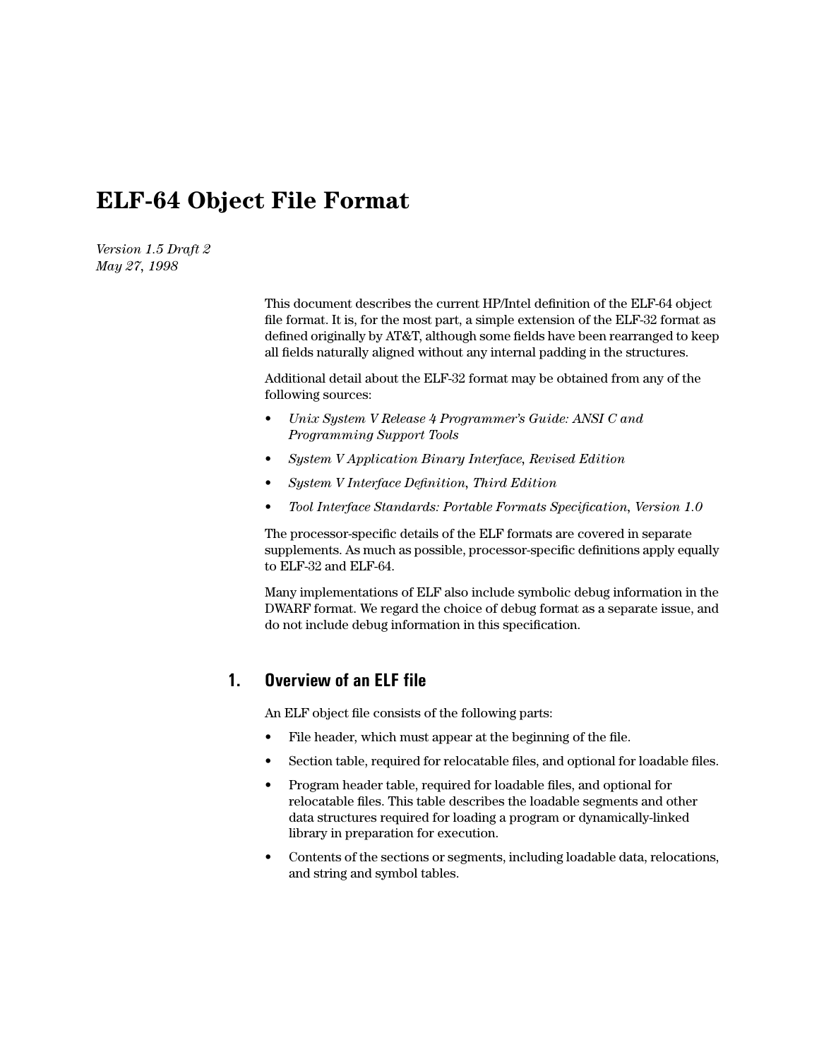# ELF-64 Object File Format

*Version 1.5 Draft 2*
*May 27, 1998*

This document describes the current HP/Intel definition of the ELF-64 object file format. It is, for the most part, a simple extension of the ELF-32 format as defined originally by AT&T, although some fields have been rearranged to keep all fields naturally aligned without any internal padding in the structures.

Additional detail about the ELF-32 format may be obtained from any of the following sources:

- *Unix System V Release 4 Programmer's Guide: ANSI C and Programming Support Tools*
- *System V Application Binary Interface, Revised Edition*
- *System V Interface Definition, Third Edition*
- *Tool Interface Standards: Portable Formats Specification, Version 1.0*

The processor-specific details of the ELF formats are covered in separate supplements. As much as possible, processor-specific definitions apply equally to ELF-32 and ELF-64.

Many implementations of ELF also include symbolic debug information in the DWARF format. We regard the choice of debug format as a separate issue, and do not include debug information in this specification.

## 1. Overview of an ELF file

An ELF object file consists of the following parts:

- File header, which must appear at the beginning of the file.
- Section table, required for relocatable files, and optional for loadable files.
- Program header table, required for loadable files, and optional for relocatable files. This table describes the loadable segments and other data structures required for loading a program or dynamically-linked library in preparation for execution.
- Contents of the sections or segments, including loadable data, relocations, and string and symbol tables.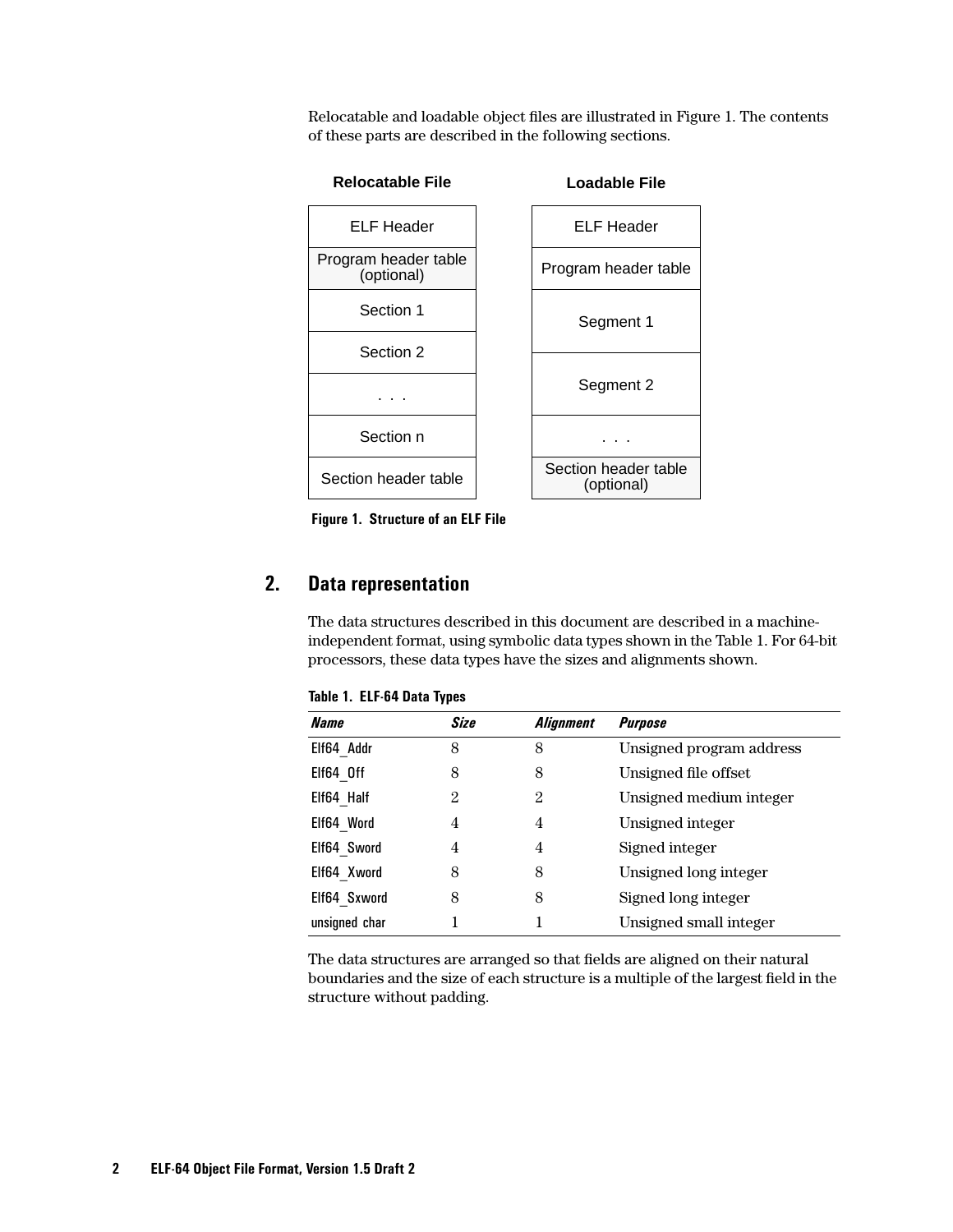Relocatable and loadable object files are illustrated in Figure 1. The contents of these parts are described in the following sections.

| Relocatable File | Loadable File |
|---|---|
| ELF Header | ELF Header |
| Program header table (optional) | Program header table |
| Section 1 | Segment 1 |
| Section 2 | |
| . . . | Segment 2 |
| Section n | . . . |
| Section header table | Section header table (optional) |

**Figure 1. Structure of an ELF File**

## 2. Data representation

The data structures described in this document are described in a machine-independent format, using symbolic data types shown in the Table 1. For 64-bit processors, these data types have the sizes and alignments shown.

**Table 1. ELF-64 Data Types**

| *Name* | *Size* | *Alignment* | *Purpose* |
|---|---|---|---|
| Elf64_Addr | 8 | 8 | Unsigned program address |
| Elf64_Off | 8 | 8 | Unsigned file offset |
| Elf64_Half | 2 | 2 | Unsigned medium integer |
| Elf64_Word | 4 | 4 | Unsigned integer |
| Elf64_Sword | 4 | 4 | Signed integer |
| Elf64_Xword | 8 | 8 | Unsigned long integer |
| Elf64_Sxword | 8 | 8 | Signed long integer |
| unsigned char | 1 | 1 | Unsigned small integer |

The data structures are arranged so that fields are aligned on their natural boundaries and the size of each structure is a multiple of the largest field in the structure without padding.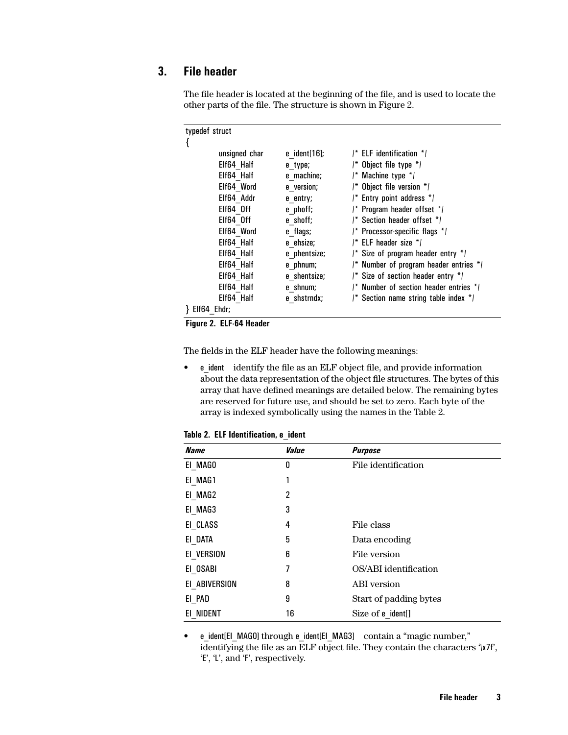## 3. File header

The file header is located at the beginning of the file, and is used to locate the other parts of the file. The structure is shown in Figure 2.

```
typedef struct
{
        unsigned char   e_ident[16];    /* ELF identification */
        Elf64_Half      e_type;         /* Object file type */
        Elf64_Half      e_machine;      /* Machine type */
        Elf64_Word      e_version;      /* Object file version */
        Elf64_Addr      e_entry;        /* Entry point address */
        Elf64_Off       e_phoff;        /* Program header offset */
        Elf64_Off       e_shoff;        /* Section header offset */
        Elf64_Word      e_flags;        /* Processor-specific flags */
        Elf64_Half      e_ehsize;       /* ELF header size */
        Elf64_Half      e_phentsize;    /* Size of program header entry */
        Elf64_Half      e_phnum;        /* Number of program header entries */
        Elf64_Half      e_shentsize;    /* Size of section header entry */
        Elf64_Half      e_shnum;        /* Number of section header entries */
        Elf64_Half      e_shstrndx;     /* Section name string table index */
} Elf64_Ehdr;
```

**Figure 2. ELF-64 Header**

The fields in the ELF header have the following meanings:

- e_ident identify the file as an ELF object file, and provide information about the data representation of the object file structures. The bytes of this array that have defined meanings are detailed below. The remaining bytes are reserved for future use, and should be set to zero. Each byte of the array is indexed symbolically using the names in the Table 2.

**Table 2. ELF Identification, e_ident**

| *Name* | *Value* | *Purpose* |
|---|---|---|
| EI_MAG0 | 0 | File identification |
| EI_MAG1 | 1 | |
| EI_MAG2 | 2 | |
| EI_MAG3 | 3 | |
| EI_CLASS | 4 | File class |
| EI_DATA | 5 | Data encoding |
| EI_VERSION | 6 | File version |
| EI_OSABI | 7 | OS/ABI identification |
| EI_ABIVERSION | 8 | ABI version |
| EI_PAD | 9 | Start of padding bytes |
| EI_NIDENT | 16 | Size of e_ident[] |

- e_ident[EI_MAG0] through e_ident[EI_MAG3] contain a "magic number," identifying the file as an ELF object file. They contain the characters '\x7f', 'E', 'L', and 'F', respectively.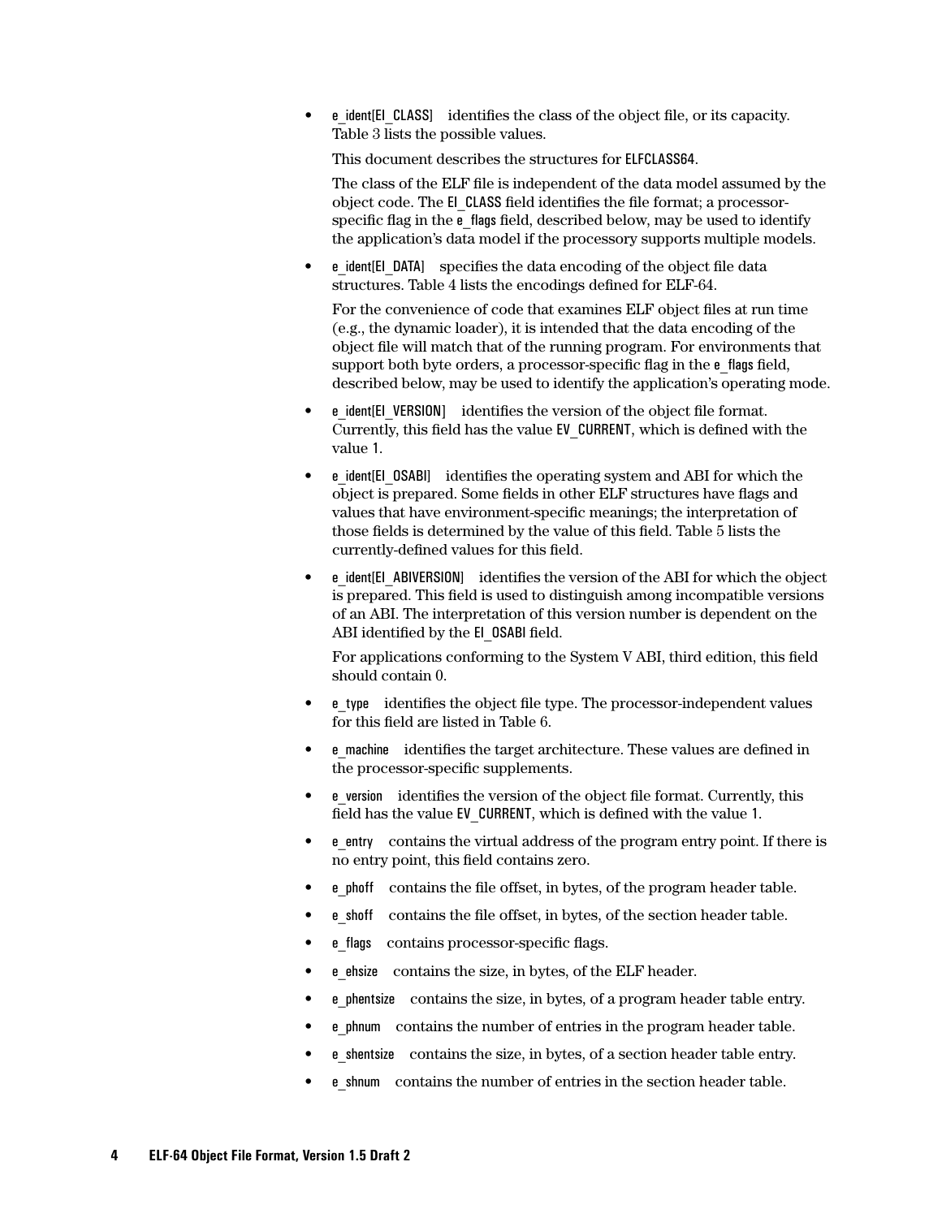- e_ident[EI_CLASS] identifies the class of the object file, or its capacity. Table 3 lists the possible values.

  This document describes the structures for ELFCLASS64.

  The class of the ELF file is independent of the data model assumed by the object code. The EI_CLASS field identifies the file format; a processor-specific flag in the e_flags field, described below, may be used to identify the application's data model if the processory supports multiple models.

- e_ident[EI_DATA] specifies the data encoding of the object file data structures. Table 4 lists the encodings defined for ELF-64.

  For the convenience of code that examines ELF object files at run time (e.g., the dynamic loader), it is intended that the data encoding of the object file will match that of the running program. For environments that support both byte orders, a processor-specific flag in the e_flags field, described below, may be used to identify the application's operating mode.

- e_ident[EI_VERSION] identifies the version of the object file format. Currently, this field has the value EV_CURRENT, which is defined with the value 1.

- e_ident[EI_OSABI] identifies the operating system and ABI for which the object is prepared. Some fields in other ELF structures have flags and values that have environment-specific meanings; the interpretation of those fields is determined by the value of this field. Table 5 lists the currently-defined values for this field.

- e_ident[EI_ABIVERSION] identifies the version of the ABI for which the object is prepared. This field is used to distinguish among incompatible versions of an ABI. The interpretation of this version number is dependent on the ABI identified by the EI_OSABI field.

  For applications conforming to the System V ABI, third edition, this field should contain 0.

- e_type identifies the object file type. The processor-independent values for this field are listed in Table 6.

- e_machine identifies the target architecture. These values are defined in the processor-specific supplements.

- e_version identifies the version of the object file format. Currently, this field has the value EV_CURRENT, which is defined with the value 1.

- e_entry contains the virtual address of the program entry point. If there is no entry point, this field contains zero.

- e_phoff contains the file offset, in bytes, of the program header table.

- e_shoff contains the file offset, in bytes, of the section header table.

- e_flags contains processor-specific flags.

- e_ehsize contains the size, in bytes, of the ELF header.

- e_phentsize contains the size, in bytes, of a program header table entry.

- e_phnum contains the number of entries in the program header table.

- e_shentsize contains the size, in bytes, of a section header table entry.

- e_shnum contains the number of entries in the section header table.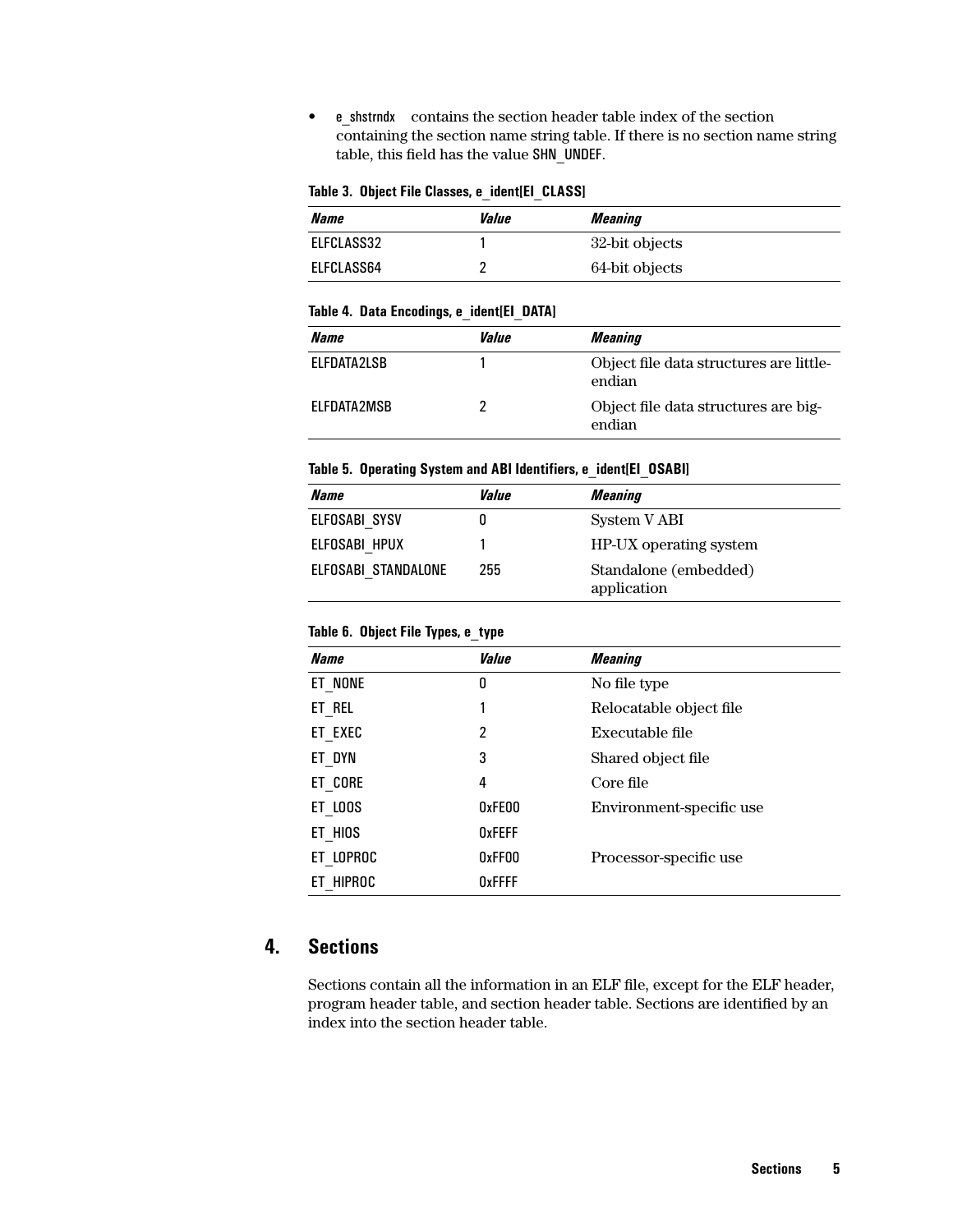- e_shstrndx contains the section header table index of the section containing the section name string table. If there is no section name string table, this field has the value SHN_UNDEF.

**Table 3. Object File Classes, e_ident[EI_CLASS]**

| *Name* | *Value* | *Meaning* |
|---|---|---|
| ELFCLASS32 | 1 | 32-bit objects |
| ELFCLASS64 | 2 | 64-bit objects |

**Table 4. Data Encodings, e_ident[EI_DATA]**

| *Name* | *Value* | *Meaning* |
|---|---|---|
| ELFDATA2LSB | 1 | Object file data structures are little-endian |
| ELFDATA2MSB | 2 | Object file data structures are big-endian |

**Table 5. Operating System and ABI Identifiers, e_ident[EI_OSABI]**

| *Name* | *Value* | *Meaning* |
|---|---|---|
| ELFOSABI_SYSV | 0 | System V ABI |
| ELFOSABI_HPUX | 1 | HP-UX operating system |
| ELFOSABI_STANDALONE | 255 | Standalone (embedded) application |

**Table 6. Object File Types, e_type**

| *Name* | *Value* | *Meaning* |
|---|---|---|
| ET_NONE | 0 | No file type |
| ET_REL | 1 | Relocatable object file |
| ET_EXEC | 2 | Executable file |
| ET_DYN | 3 | Shared object file |
| ET_CORE | 4 | Core file |
| ET_LOOS | 0xFE00 | Environment-specific use |
| ET_HIOS | 0xFEFF | |
| ET_LOPROC | 0xFF00 | Processor-specific use |
| ET_HIPROC | 0xFFFF | |

## 4. Sections

Sections contain all the information in an ELF file, except for the ELF header, program header table, and section header table. Sections are identified by an index into the section header table.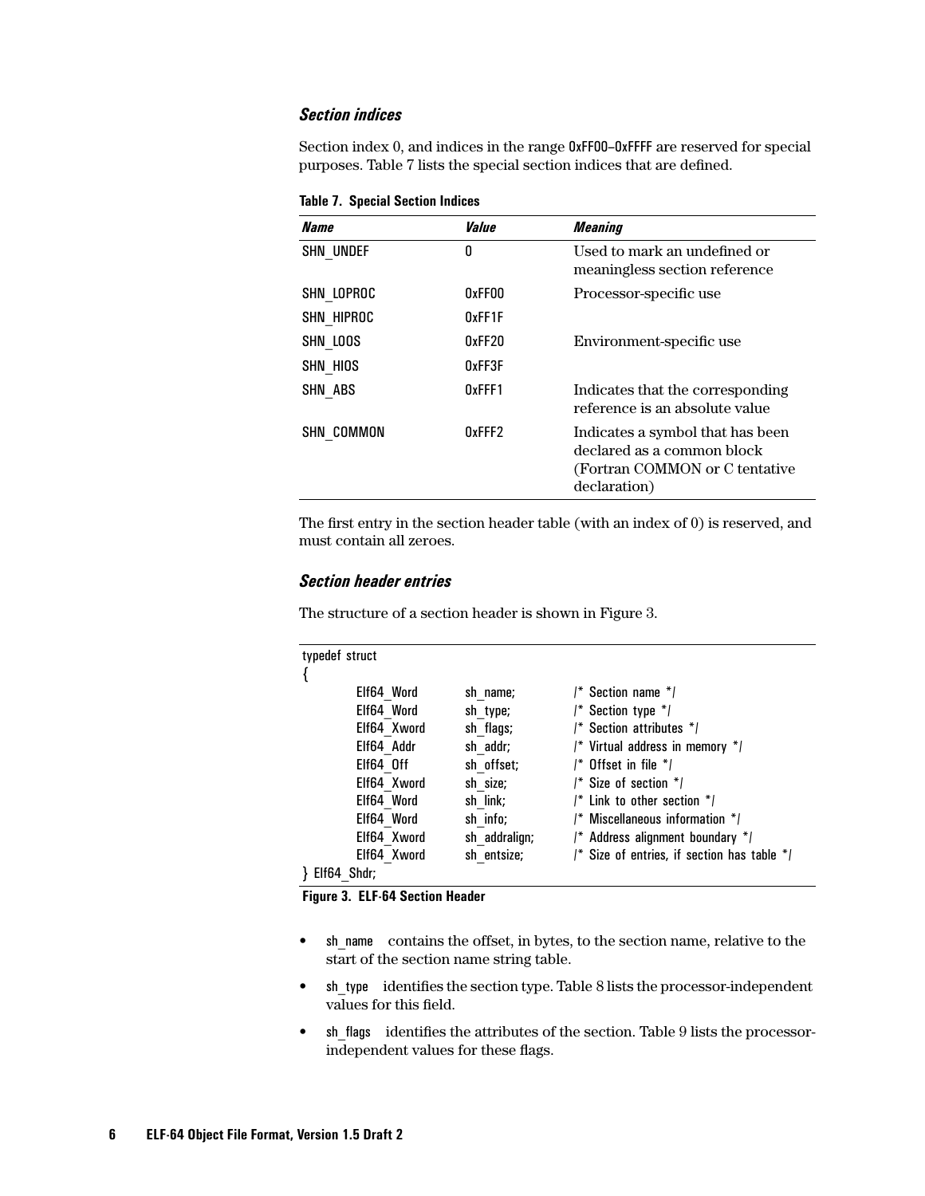### *Section indices*

Section index 0, and indices in the range 0xFF00–0xFFFF are reserved for special purposes. Table 7 lists the special section indices that are defined.

**Table 7. Special Section Indices**

| *Name* | *Value* | *Meaning* |
|---|---|---|
| SHN_UNDEF | 0 | Used to mark an undefined or meaningless section reference |
| SHN_LOPROC | 0xFF00 | Processor-specific use |
| SHN_HIPROC | 0xFF1F | |
| SHN_LOOS | 0xFF20 | Environment-specific use |
| SHN_HIOS | 0xFF3F | |
| SHN_ABS | 0xFFF1 | Indicates that the corresponding reference is an absolute value |
| SHN_COMMON | 0xFFF2 | Indicates a symbol that has been declared as a common block (Fortran COMMON or C tentative declaration) |

The first entry in the section header table (with an index of 0) is reserved, and must contain all zeroes.

### *Section header entries*

The structure of a section header is shown in Figure 3.

```
typedef struct
{
        Elf64_Word      sh_name;        /* Section name */
        Elf64_Word      sh_type;        /* Section type */
        Elf64_Xword     sh_flags;       /* Section attributes */
        Elf64_Addr      sh_addr;        /* Virtual address in memory */
        Elf64_Off       sh_offset;      /* Offset in file */
        Elf64_Xword     sh_size;        /* Size of section */
        Elf64_Word      sh_link;        /* Link to other section */
        Elf64_Word      sh_info;        /* Miscellaneous information */
        Elf64_Xword     sh_addralign;   /* Address alignment boundary */
        Elf64_Xword     sh_entsize;     /* Size of entries, if section has table */
} Elf64_Shdr;
```

**Figure 3. ELF-64 Section Header**

- sh_name contains the offset, in bytes, to the section name, relative to the start of the section name string table.
- sh_type identifies the section type. Table 8 lists the processor-independent values for this field.
- sh_flags identifies the attributes of the section. Table 9 lists the processor-independent values for these flags.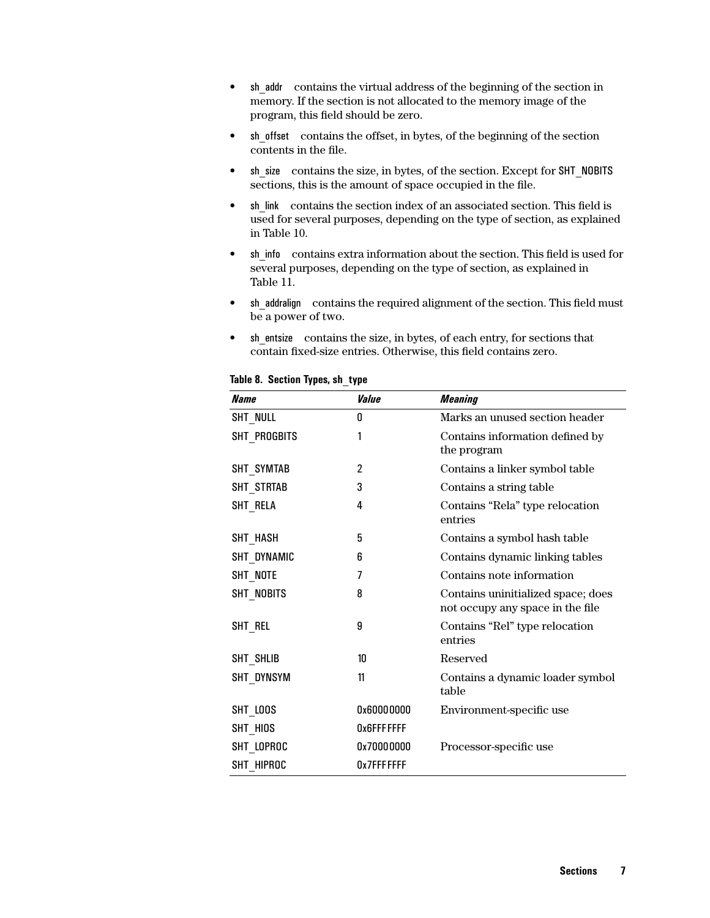- sh_addr contains the virtual address of the beginning of the section in memory. If the section is not allocated to the memory image of the program, this field should be zero.
- sh_offset contains the offset, in bytes, of the beginning of the section contents in the file.
- sh_size contains the size, in bytes, of the section. Except for SHT_NOBITS sections, this is the amount of space occupied in the file.
- sh_link contains the section index of an associated section. This field is used for several purposes, depending on the type of section, as explained in Table 10.
- sh_info contains extra information about the section. This field is used for several purposes, depending on the type of section, as explained in Table 11.
- sh_addralign contains the required alignment of the section. This field must be a power of two.
- sh_entsize contains the size, in bytes, of each entry, for sections that contain fixed-size entries. Otherwise, this field contains zero.

**Table 8. Section Types, sh_type**

| *Name* | *Value* | *Meaning* |
|---|---|---|
| SHT_NULL | 0 | Marks an unused section header |
| SHT_PROGBITS | 1 | Contains information defined by the program |
| SHT_SYMTAB | 2 | Contains a linker symbol table |
| SHT_STRTAB | 3 | Contains a string table |
| SHT_RELA | 4 | Contains “Rela” type relocation entries |
| SHT_HASH | 5 | Contains a symbol hash table |
| SHT_DYNAMIC | 6 | Contains dynamic linking tables |
| SHT_NOTE | 7 | Contains note information |
| SHT_NOBITS | 8 | Contains uninitialized space; does not occupy any space in the file |
| SHT_REL | 9 | Contains “Rel” type relocation entries |
| SHT_SHLIB | 10 | Reserved |
| SHT_DYNSYM | 11 | Contains a dynamic loader symbol table |
| SHT_LOOS | 0x60000000 | Environment-specific use |
| SHT_HIOS | 0x6FFFFFFF | |
| SHT_LOPROC | 0x70000000 | Processor-specific use |
| SHT_HIPROC | 0x7FFFFFFF | |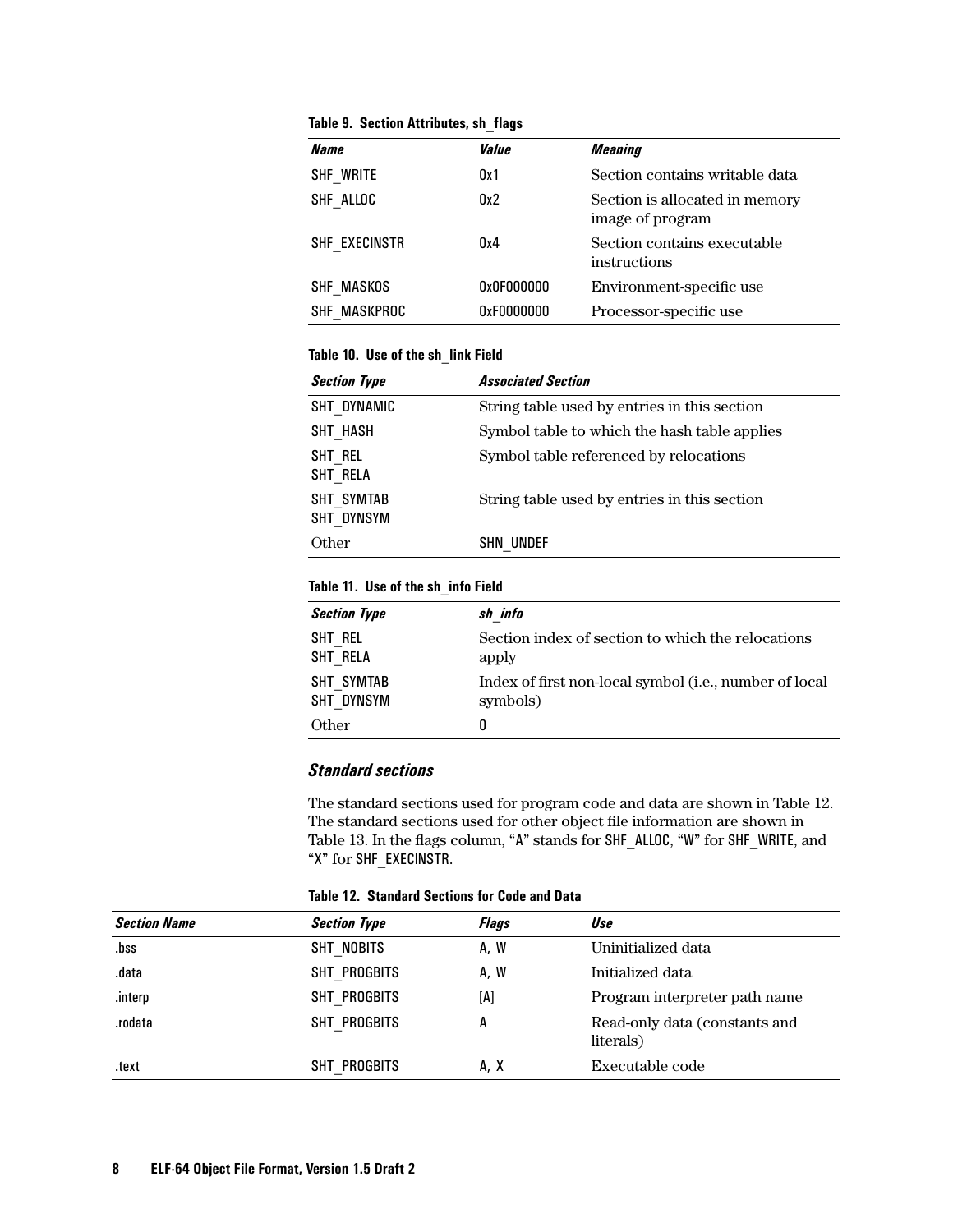**Table 9. Section Attributes, sh_flags**

| *Name* | *Value* | *Meaning* |
| --- | --- | --- |
| SHF_WRITE | 0x1 | Section contains writable data |
| SHF_ALLOC | 0x2 | Section is allocated in memory image of program |
| SHF_EXECINSTR | 0x4 | Section contains executable instructions |
| SHF_MASKOS | 0x0F000000 | Environment-specific use |
| SHF_MASKPROC | 0xF0000000 | Processor-specific use |

**Table 10. Use of the sh_link Field**

| *Section Type* | *Associated Section* |
| --- | --- |
| SHT_DYNAMIC | String table used by entries in this section |
| SHT_HASH | Symbol table to which the hash table applies |
| SHT_REL<br>SHT_RELA | Symbol table referenced by relocations |
| SHT_SYMTAB<br>SHT_DYNSYM | String table used by entries in this section |
| Other | SHN_UNDEF |

**Table 11. Use of the sh_info Field**

| *Section Type* | *sh_info* |
| --- | --- |
| SHT_REL<br>SHT_RELA | Section index of section to which the relocations apply |
| SHT_SYMTAB<br>SHT_DYNSYM | Index of first non-local symbol (i.e., number of local symbols) |
| Other | 0 |

### *Standard sections*

The standard sections used for program code and data are shown in Table 12. The standard sections used for other object file information are shown in Table 13. In the flags column, "A" stands for SHF_ALLOC, "W" for SHF_WRITE, and "X" for SHF_EXECINSTR.

**Table 12. Standard Sections for Code and Data**

| *Section Name* | *Section Type* | *Flags* | *Use* |
| --- | --- | --- | --- |
| .bss | SHT_NOBITS | A, W | Uninitialized data |
| .data | SHT_PROGBITS | A, W | Initialized data |
| .interp | SHT_PROGBITS | [A] | Program interpreter path name |
| .rodata | SHT_PROGBITS | A | Read-only data (constants and literals) |
| .text | SHT_PROGBITS | A, X | Executable code |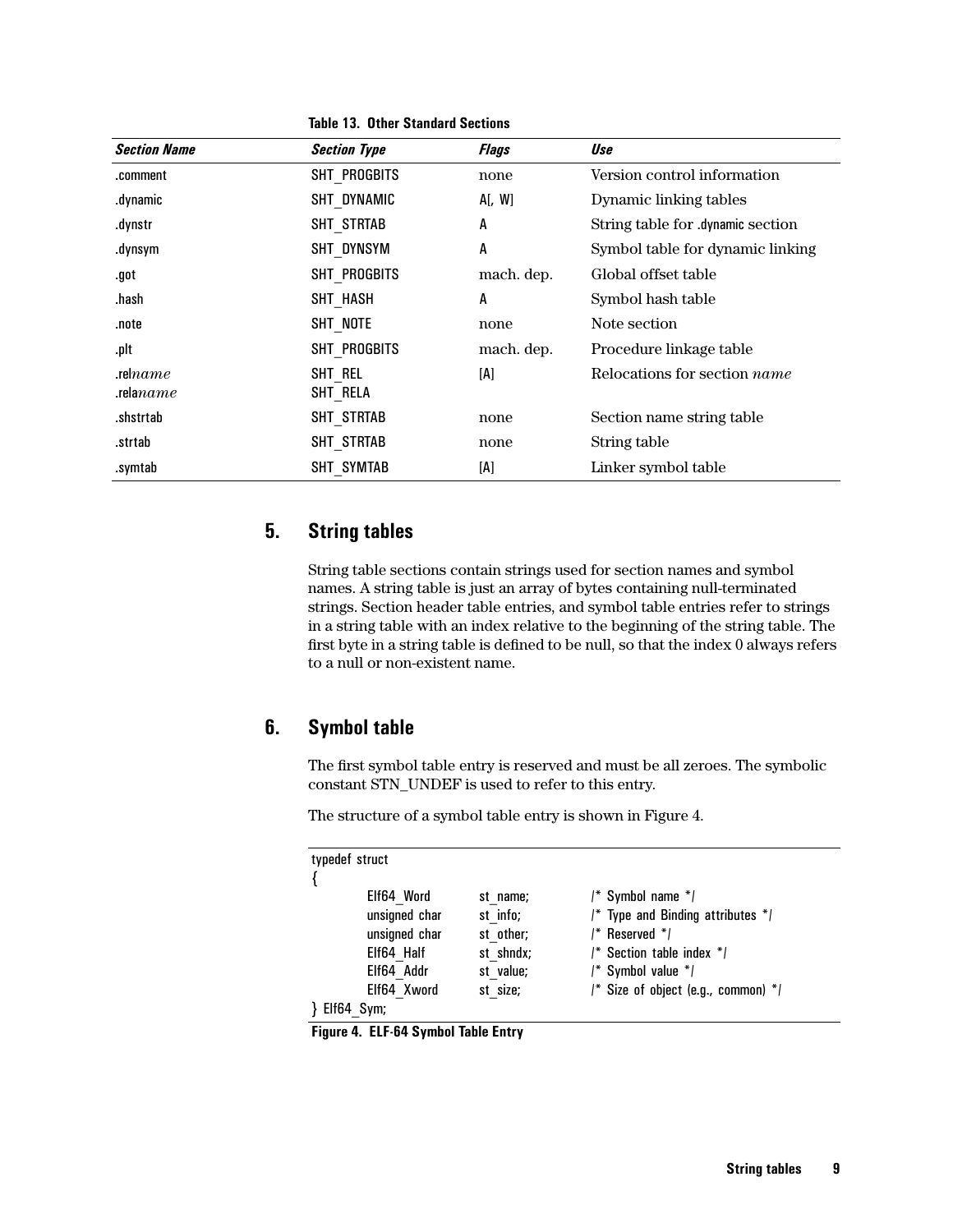**Table 13. Other Standard Sections**

| *Section Name* | *Section Type* | *Flags* | *Use* |
|---|---|---|---|
| .comment | SHT_PROGBITS | none | Version control information |
| .dynamic | SHT_DYNAMIC | A[, W] | Dynamic linking tables |
| .dynstr | SHT_STRTAB | A | String table for .dynamic section |
| .dynsym | SHT_DYNSYM | A | Symbol table for dynamic linking |
| .got | SHT_PROGBITS | mach. dep. | Global offset table |
| .hash | SHT_HASH | A | Symbol hash table |
| .note | SHT_NOTE | none | Note section |
| .plt | SHT_PROGBITS | mach. dep. | Procedure linkage table |
| .rel*name*<br>.rela*name* | SHT_REL<br>SHT_RELA | [A] | Relocations for section *name* |
| .shstrtab | SHT_STRTAB | none | Section name string table |
| .strtab | SHT_STRTAB | none | String table |
| .symtab | SHT_SYMTAB | [A] | Linker symbol table |

## 5. String tables

String table sections contain strings used for section names and symbol names. A string table is just an array of bytes containing null-terminated strings. Section header table entries, and symbol table entries refer to strings in a string table with an index relative to the beginning of the string table. The first byte in a string table is defined to be null, so that the index 0 always refers to a null or non-existent name.

## 6. Symbol table

The first symbol table entry is reserved and must be all zeroes. The symbolic constant STN_UNDEF is used to refer to this entry.

The structure of a symbol table entry is shown in Figure 4.

```
typedef struct
{
        Elf64_Word      st_name;        /* Symbol name */
        unsigned char   st_info;        /* Type and Binding attributes */
        unsigned char   st_other;       /* Reserved */
        Elf64_Half      st_shndx;       /* Section table index */
        Elf64_Addr      st_value;       /* Symbol value */
        Elf64_Xword     st_size;        /* Size of object (e.g., common) */
} Elf64_Sym;
```

**Figure 4. ELF-64 Symbol Table Entry**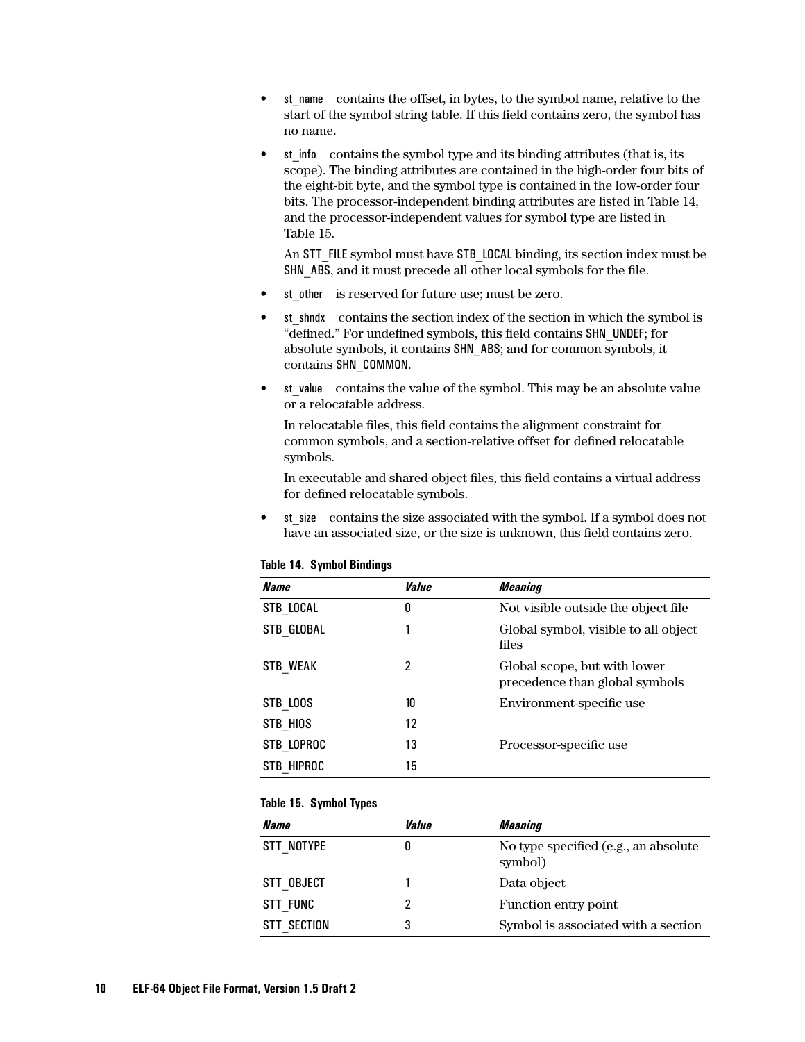- `st_name` contains the offset, in bytes, to the symbol name, relative to the start of the symbol string table. If this field contains zero, the symbol has no name.
- `st_info` contains the symbol type and its binding attributes (that is, its scope). The binding attributes are contained in the high-order four bits of the eight-bit byte, and the symbol type is contained in the low-order four bits. The processor-independent binding attributes are listed in Table 14, and the processor-independent values for symbol type are listed in Table 15.

  An `STT_FILE` symbol must have `STB_LOCAL` binding, its section index must be `SHN_ABS`, and it must precede all other local symbols for the file.
- `st_other` is reserved for future use; must be zero.
- `st_shndx` contains the section index of the section in which the symbol is "defined." For undefined symbols, this field contains `SHN_UNDEF`; for absolute symbols, it contains `SHN_ABS`; and for common symbols, it contains `SHN_COMMON`.
- `st_value` contains the value of the symbol. This may be an absolute value or a relocatable address.

  In relocatable files, this field contains the alignment constraint for common symbols, and a section-relative offset for defined relocatable symbols.

  In executable and shared object files, this field contains a virtual address for defined relocatable symbols.
- `st_size` contains the size associated with the symbol. If a symbol does not have an associated size, or the size is unknown, this field contains zero.

**Table 14. Symbol Bindings**

| *Name* | *Value* | *Meaning* |
|---|---|---|
| STB_LOCAL | 0 | Not visible outside the object file |
| STB_GLOBAL | 1 | Global symbol, visible to all object files |
| STB_WEAK | 2 | Global scope, but with lower precedence than global symbols |
| STB_LOOS | 10 | Environment-specific use |
| STB_HIOS | 12 | |
| STB_LOPROC | 13 | Processor-specific use |
| STB_HIPROC | 15 | |

**Table 15. Symbol Types**

| *Name* | *Value* | *Meaning* |
|---|---|---|
| STT_NOTYPE | 0 | No type specified (e.g., an absolute symbol) |
| STT_OBJECT | 1 | Data object |
| STT_FUNC | 2 | Function entry point |
| STT_SECTION | 3 | Symbol is associated with a section |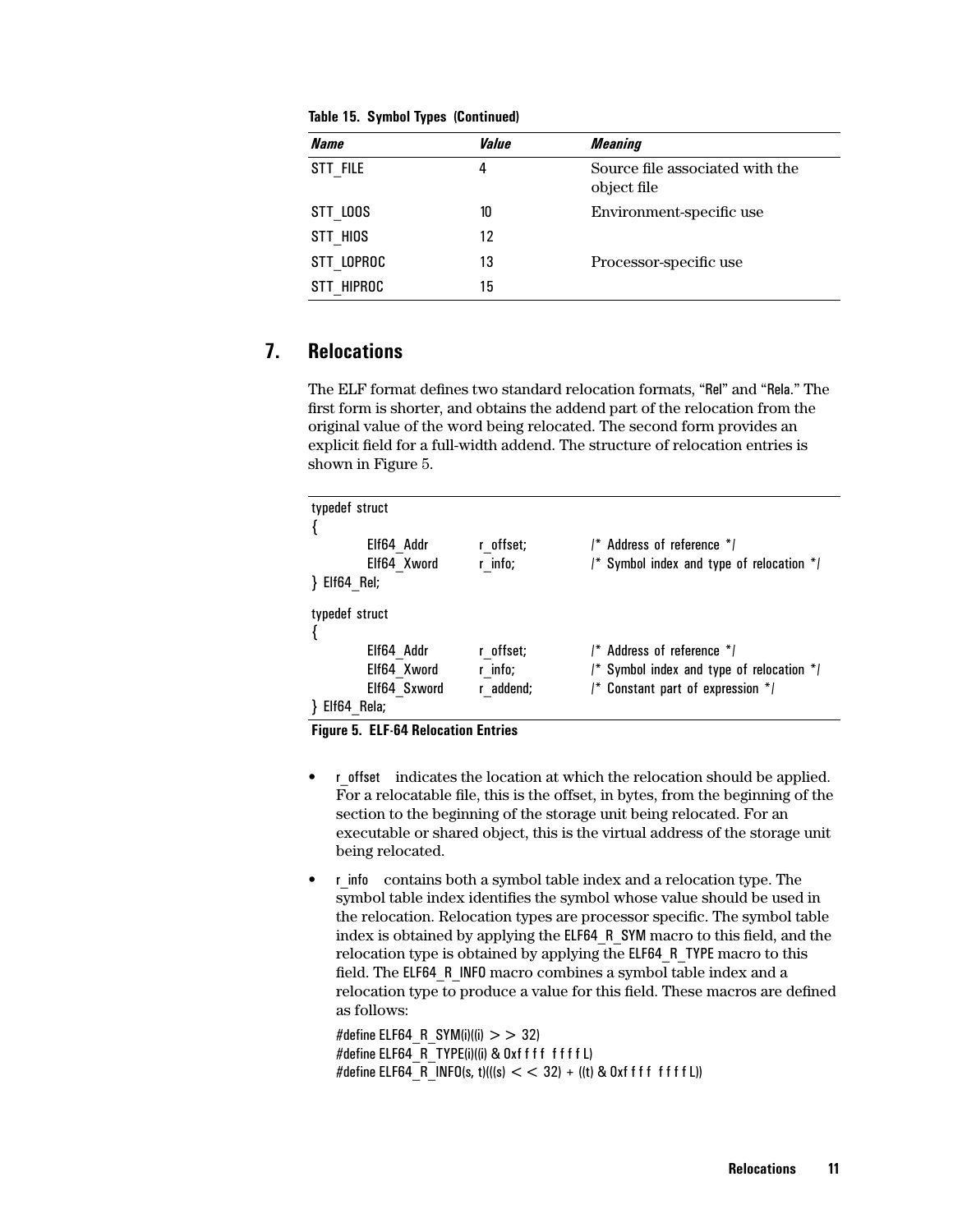**Table 15. Symbol Types (Continued)**

| *Name* | *Value* | *Meaning* |
|---|---|---|
| STT_FILE | 4 | Source file associated with the object file |
| STT_LOOS | 10 | Environment-specific use |
| STT_HIOS | 12 | |
| STT_LOPROC | 13 | Processor-specific use |
| STT_HIPROC | 15 | |

# 7. Relocations

The ELF format defines two standard relocation formats, "Rel" and "Rela." The first form is shorter, and obtains the addend part of the relocation from the original value of the word being relocated. The second form provides an explicit field for a full-width addend. The structure of relocation entries is shown in Figure 5.

```
typedef struct
{
        Elf64_Addr      r_offset;       /* Address of reference */
        Elf64_Xword     r_info;         /* Symbol index and type of relocation */
} Elf64_Rel;

typedef struct
{
        Elf64_Addr      r_offset;       /* Address of reference */
        Elf64_Xword     r_info;         /* Symbol index and type of relocation */
        Elf64_Sxword    r_addend;       /* Constant part of expression */
} Elf64_Rela;
```

**Figure 5. ELF-64 Relocation Entries**

- r_offset indicates the location at which the relocation should be applied. For a relocatable file, this is the offset, in bytes, from the beginning of the section to the beginning of the storage unit being relocated. For an executable or shared object, this is the virtual address of the storage unit being relocated.
- r_info contains both a symbol table index and a relocation type. The symbol table index identifies the symbol whose value should be used in the relocation. Relocation types are processor specific. The symbol table index is obtained by applying the ELF64_R_SYM macro to this field, and the relocation type is obtained by applying the ELF64_R_TYPE macro to this field. The ELF64_R_INFO macro combines a symbol table index and a relocation type to produce a value for this field. These macros are defined as follows:

```
#define ELF64_R_SYM(i)((i) >> 32)
#define ELF64_R_TYPE(i)((i) & 0xffffffffL)
#define ELF64_R_INFO(s, t)(((s) << 32) + ((t) & 0xffffffffL))
```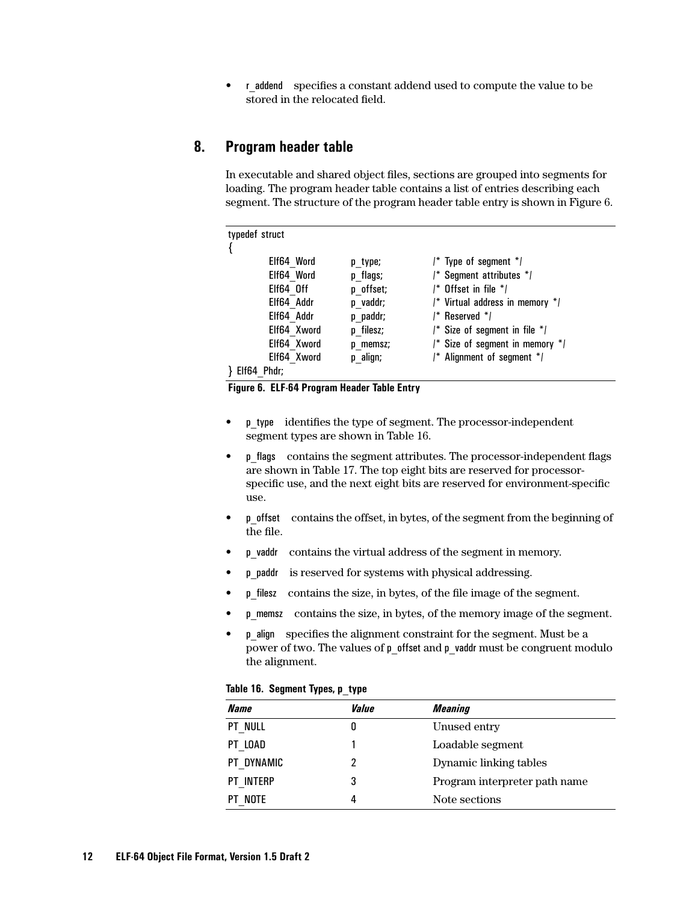- `r_addend` specifies a constant addend used to compute the value to be stored in the relocated field.

## 8. Program header table

In executable and shared object files, sections are grouped into segments for loading. The program header table contains a list of entries describing each segment. The structure of the program header table entry is shown in Figure 6.

```
typedef struct
{
        Elf64_Word      p_type;         /* Type of segment */
        Elf64_Word      p_flags;        /* Segment attributes */
        Elf64_Off       p_offset;       /* Offset in file */
        Elf64_Addr      p_vaddr;        /* Virtual address in memory */
        Elf64_Addr      p_paddr;        /* Reserved */
        Elf64_Xword     p_filesz;       /* Size of segment in file */
        Elf64_Xword     p_memsz;        /* Size of segment in memory */
        Elf64_Xword     p_align;        /* Alignment of segment */
} Elf64_Phdr;
```

**Figure 6. ELF-64 Program Header Table Entry**

- `p_type` identifies the type of segment. The processor-independent segment types are shown in Table 16.
- `p_flags` contains the segment attributes. The processor-independent flags are shown in Table 17. The top eight bits are reserved for processor-specific use, and the next eight bits are reserved for environment-specific use.
- `p_offset` contains the offset, in bytes, of the segment from the beginning of the file.
- `p_vaddr` contains the virtual address of the segment in memory.
- `p_paddr` is reserved for systems with physical addressing.
- `p_filesz` contains the size, in bytes, of the file image of the segment.
- `p_memsz` contains the size, in bytes, of the memory image of the segment.
- `p_align` specifies the alignment constraint for the segment. Must be a power of two. The values of `p_offset` and `p_vaddr` must be congruent modulo the alignment.

**Table 16. Segment Types, p_type**

| *Name* | *Value* | *Meaning* |
|---|---|---|
| PT_NULL | 0 | Unused entry |
| PT_LOAD | 1 | Loadable segment |
| PT_DYNAMIC | 2 | Dynamic linking tables |
| PT_INTERP | 3 | Program interpreter path name |
| PT_NOTE | 4 | Note sections |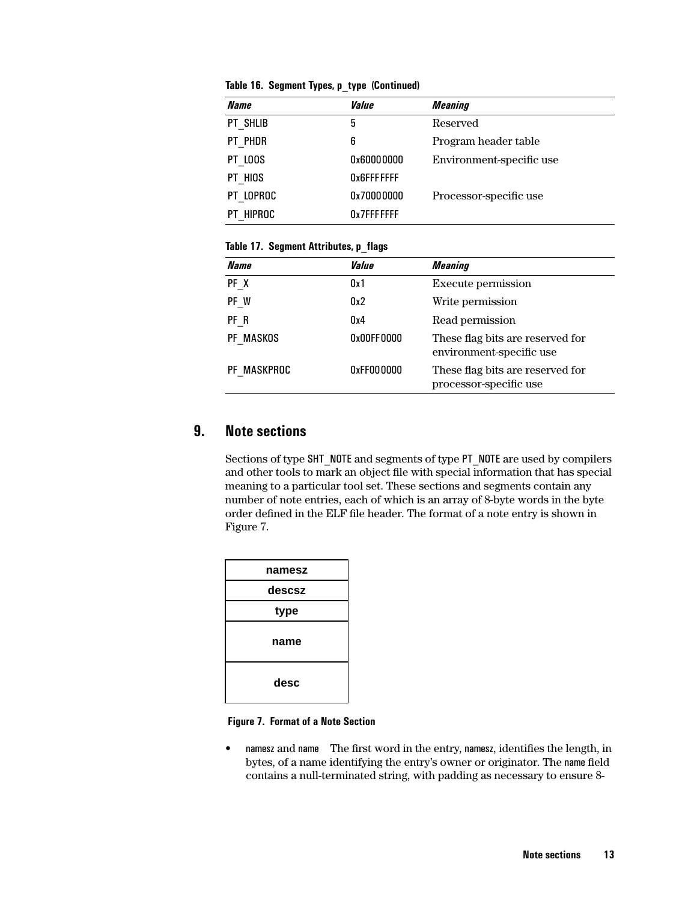**Table 16. Segment Types, p_type (Continued)**

| *Name* | *Value* | *Meaning* |
|---|---|---|
| PT_SHLIB | 5 | Reserved |
| PT_PHDR | 6 | Program header table |
| PT_LOOS | 0x60000000 | Environment-specific use |
| PT_HIOS | 0x6FFFFFFF | |
| PT_LOPROC | 0x70000000 | Processor-specific use |
| PT_HIPROC | 0x7FFFFFFF | |

**Table 17. Segment Attributes, p_flags**

| *Name* | *Value* | *Meaning* |
|---|---|---|
| PF_X | 0x1 | Execute permission |
| PF_W | 0x2 | Write permission |
| PF_R | 0x4 | Read permission |
| PF_MASKOS | 0x00FF0000 | These flag bits are reserved for environment-specific use |
| PF_MASKPROC | 0xFF000000 | These flag bits are reserved for processor-specific use |

## 9. Note sections

Sections of type SHT_NOTE and segments of type PT_NOTE are used by compilers and other tools to mark an object file with special information that has special meaning to a particular tool set. These sections and segments contain any number of note entries, each of which is an array of 8-byte words in the byte order defined in the ELF file header. The format of a note entry is shown in Figure 7.

| namesz |
|---|
| descsz |
| type |
| name |
| desc |

**Figure 7. Format of a Note Section**

- namesz and name  The first word in the entry, namesz, identifies the length, in bytes, of a name identifying the entry's owner or originator. The name field contains a null-terminated string, with padding as necessary to ensure 8-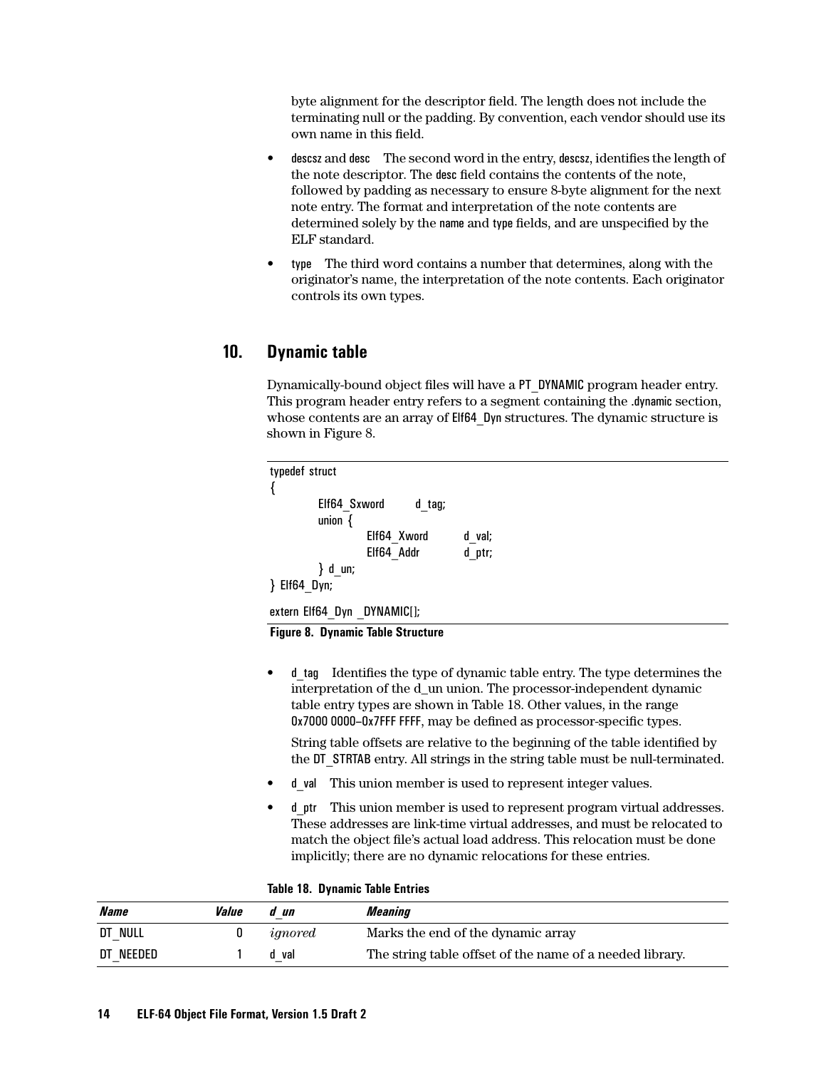byte alignment for the descriptor field. The length does not include the terminating null or the padding. By convention, each vendor should use its own name in this field.

- descsz and desc The second word in the entry, descsz, identifies the length of the note descriptor. The desc field contains the contents of the note, followed by padding as necessary to ensure 8-byte alignment for the next note entry. The format and interpretation of the note contents are determined solely by the name and type fields, and are unspecified by the ELF standard.
- type The third word contains a number that determines, along with the originator's name, the interpretation of the note contents. Each originator controls its own types.

## 10. Dynamic table

Dynamically-bound object files will have a PT_DYNAMIC program header entry. This program header entry refers to a segment containing the .dynamic section, whose contents are an array of Elf64_Dyn structures. The dynamic structure is shown in Figure 8.

```
typedef struct
{
        Elf64_Sxword    d_tag;
        union {
                Elf64_Xword     d_val;
                Elf64_Addr      d_ptr;
        } d_un;
} Elf64_Dyn;

extern Elf64_Dyn _DYNAMIC[];
```

**Figure 8. Dynamic Table Structure**

- d_tag Identifies the type of dynamic table entry. The type determines the interpretation of the d_un union. The processor-independent dynamic table entry types are shown in Table 18. Other values, in the range 0x7000 0000–0x7FFF FFFF, may be defined as processor-specific types.

  String table offsets are relative to the beginning of the table identified by the DT_STRTAB entry. All strings in the string table must be null-terminated.
- d_val This union member is used to represent integer values.
- d_ptr This union member is used to represent program virtual addresses. These addresses are link-time virtual addresses, and must be relocated to match the object file's actual load address. This relocation must be done implicitly; there are no dynamic relocations for these entries.

**Table 18. Dynamic Table Entries**

| *Name* | *Value* | *d_un* | *Meaning* |
|---|---|---|---|
| DT_NULL | 0 | *ignored* | Marks the end of the dynamic array |
| DT_NEEDED | 1 | d_val | The string table offset of the name of a needed library. |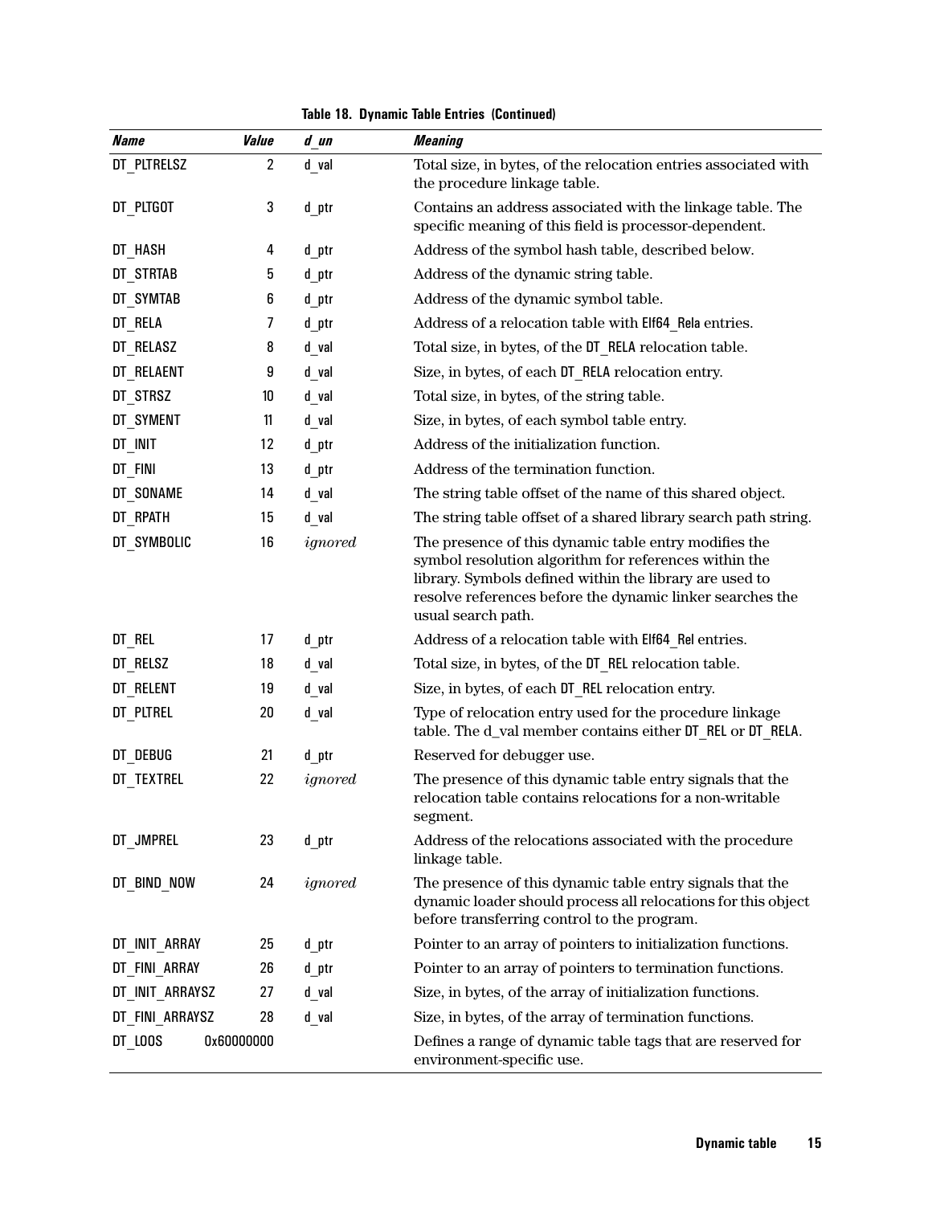**Table 18. Dynamic Table Entries (Continued)**

| ***Name*** | ***Value*** | ***d_un*** | ***Meaning*** |
|---|---|---|---|
| DT_PLTRELSZ | 2 | d_val | Total size, in bytes, of the relocation entries associated with the procedure linkage table. |
| DT_PLTGOT | 3 | d_ptr | Contains an address associated with the linkage table. The specific meaning of this field is processor-dependent. |
| DT_HASH | 4 | d_ptr | Address of the symbol hash table, described below. |
| DT_STRTAB | 5 | d_ptr | Address of the dynamic string table. |
| DT_SYMTAB | 6 | d_ptr | Address of the dynamic symbol table. |
| DT_RELA | 7 | d_ptr | Address of a relocation table with Elf64_Rela entries. |
| DT_RELASZ | 8 | d_val | Total size, in bytes, of the DT_RELA relocation table. |
| DT_RELAENT | 9 | d_val | Size, in bytes, of each DT_RELA relocation entry. |
| DT_STRSZ | 10 | d_val | Total size, in bytes, of the string table. |
| DT_SYMENT | 11 | d_val | Size, in bytes, of each symbol table entry. |
| DT_INIT | 12 | d_ptr | Address of the initialization function. |
| DT_FINI | 13 | d_ptr | Address of the termination function. |
| DT_SONAME | 14 | d_val | The string table offset of the name of this shared object. |
| DT_RPATH | 15 | d_val | The string table offset of a shared library search path string. |
| DT_SYMBOLIC | 16 | *ignored* | The presence of this dynamic table entry modifies the symbol resolution algorithm for references within the library. Symbols defined within the library are used to resolve references before the dynamic linker searches the usual search path. |
| DT_REL | 17 | d_ptr | Address of a relocation table with Elf64_Rel entries. |
| DT_RELSZ | 18 | d_val | Total size, in bytes, of the DT_REL relocation table. |
| DT_RELENT | 19 | d_val | Size, in bytes, of each DT_REL relocation entry. |
| DT_PLTREL | 20 | d_val | Type of relocation entry used for the procedure linkage table. The d_val member contains either DT_REL or DT_RELA. |
| DT_DEBUG | 21 | d_ptr | Reserved for debugger use. |
| DT_TEXTREL | 22 | *ignored* | The presence of this dynamic table entry signals that the relocation table contains relocations for a non-writable segment. |
| DT_JMPREL | 23 | d_ptr | Address of the relocations associated with the procedure linkage table. |
| DT_BIND_NOW | 24 | *ignored* | The presence of this dynamic table entry signals that the dynamic loader should process all relocations for this object before transferring control to the program. |
| DT_INIT_ARRAY | 25 | d_ptr | Pointer to an array of pointers to initialization functions. |
| DT_FINI_ARRAY | 26 | d_ptr | Pointer to an array of pointers to termination functions. |
| DT_INIT_ARRAYSZ | 27 | d_val | Size, in bytes, of the array of initialization functions. |
| DT_FINI_ARRAYSZ | 28 | d_val | Size, in bytes, of the array of termination functions. |
| DT_LOOS | 0x60000000 | | Defines a range of dynamic table tags that are reserved for environment-specific use. |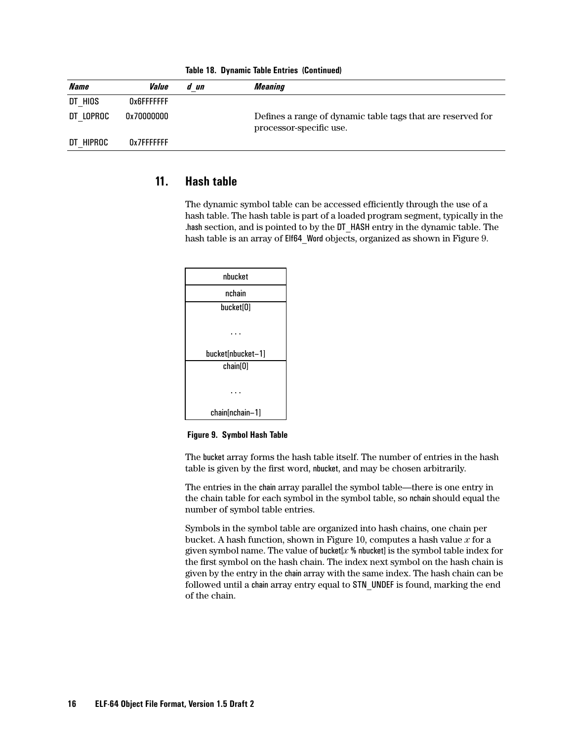**Table 18. Dynamic Table Entries (Continued)**

| *Name* | *Value* | *d_un* | *Meaning* |
|---|---|---|---|
| DT_HIOS | 0x6FFFFFFF | | |
| DT_LOPROC | 0x70000000 | | Defines a range of dynamic table tags that are reserved for processor-specific use. |
| DT_HIPROC | 0x7FFFFFFF | | |

## 11. Hash table

The dynamic symbol table can be accessed efficiently through the use of a hash table. The hash table is part of a loaded program segment, typically in the .hash section, and is pointed to by the DT_HASH entry in the dynamic table. The hash table is an array of Elf64_Word objects, organized as shown in Figure 9.

| nbucket |
|---|
| nchain |
| bucket[0] ... bucket[nbucket–1] |
| chain[0] ... chain[nchain–1] |

**Figure 9. Symbol Hash Table**

The bucket array forms the hash table itself. The number of entries in the hash table is given by the first word, nbucket, and may be chosen arbitrarily.

The entries in the chain array parallel the symbol table—there is one entry in the chain table for each symbol in the symbol table, so nchain should equal the number of symbol table entries.

Symbols in the symbol table are organized into hash chains, one chain per bucket. A hash function, shown in Figure 10, computes a hash value $x$ for a given symbol name. The value of bucket[$x$ % nbucket] is the symbol table index for the first symbol on the hash chain. The index next symbol on the hash chain is given by the entry in the chain array with the same index. The hash chain can be followed until a chain array entry equal to STN_UNDEF is found, marking the end of the chain.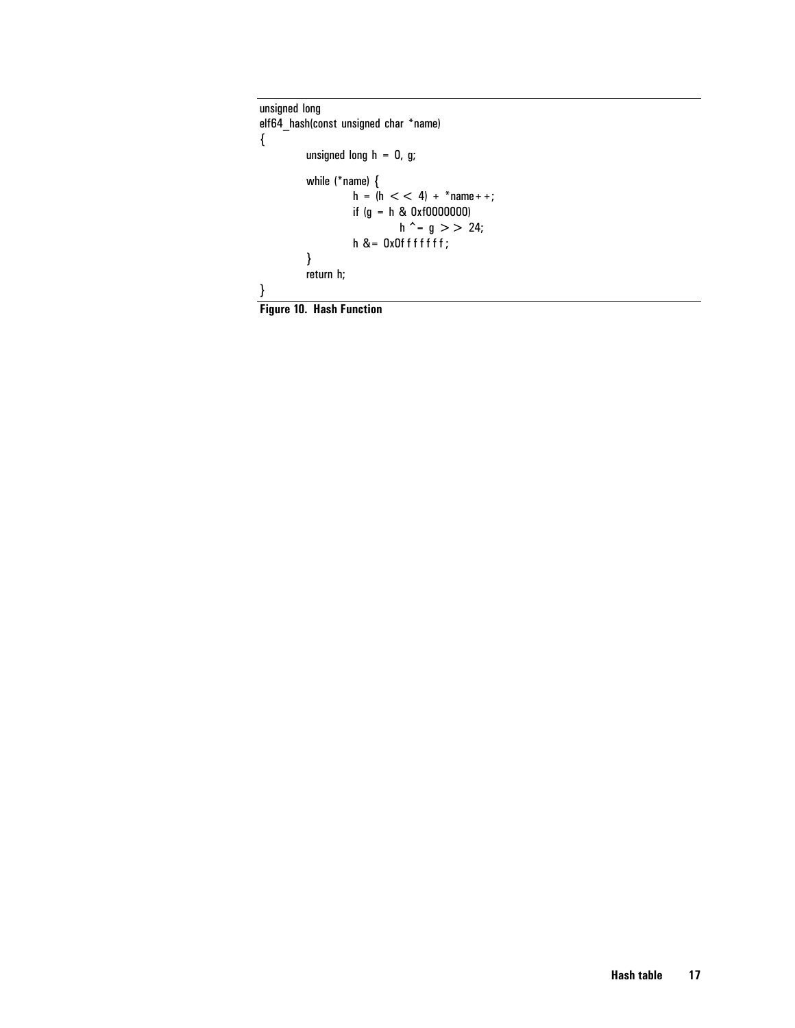```
unsigned long
elf64_hash(const unsigned char *name)
{
        unsigned long h = 0, g;

        while (*name) {
                h = (h << 4) + *name++;
                if (g = h & 0xf0000000)
                        h ^= g >> 24;
                h &= 0x0fffffff;
        }
        return h;
}
```

**Figure 10. Hash Function**